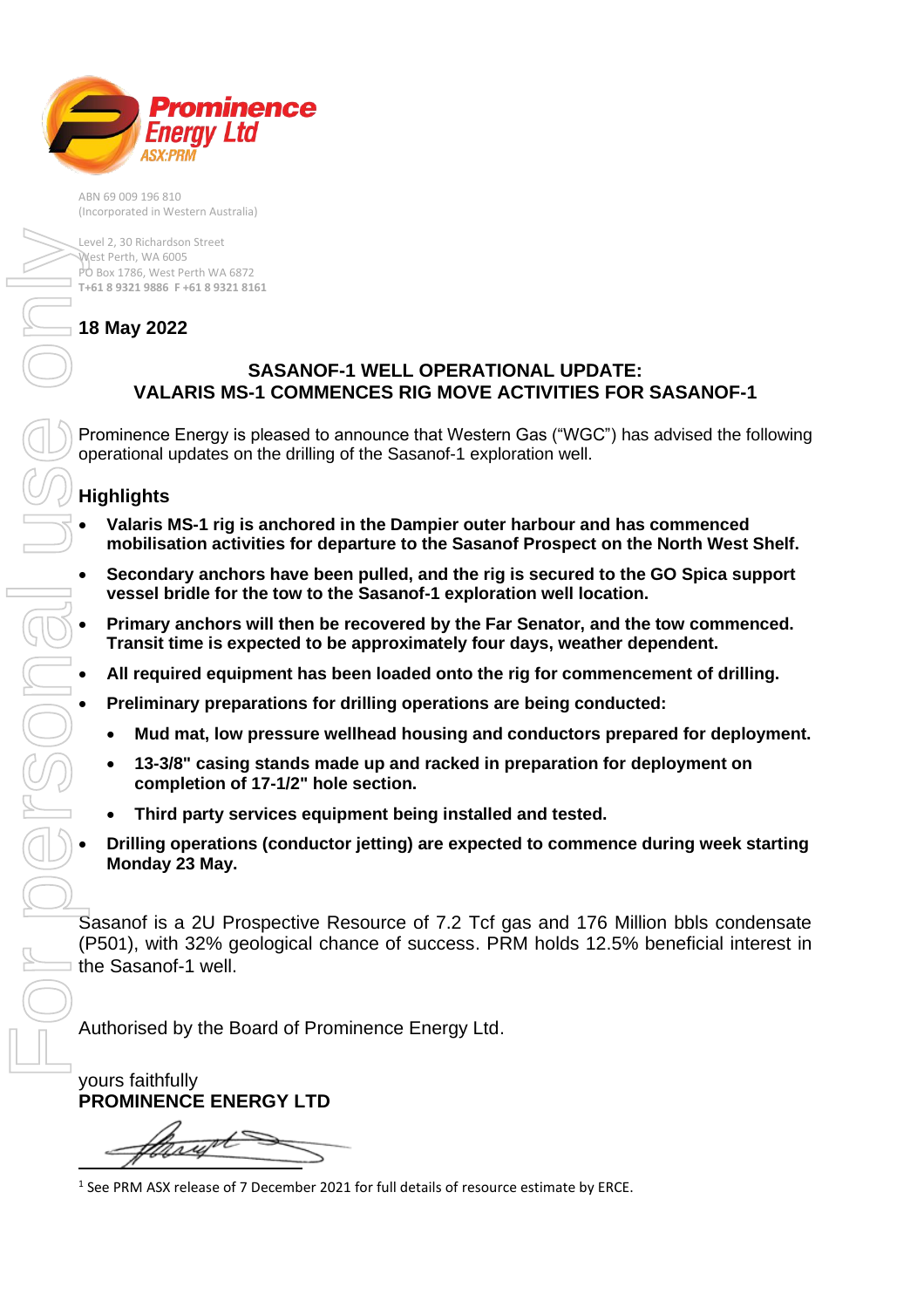Prominence Energy Ltd
ASX:PRM

ABN 69 009 196 810
(Incorporated in Western Australia)

Level 2, 30 Richardson Street
West Perth, WA 6005
PO Box 1786, West Perth WA 6872
**T+61 8 9321 9886 F +61 8 9321 8161**

**18 May 2022**

## SASANOF-1 WELL OPERATIONAL UPDATE: VALARIS MS-1 COMMENCES RIG MOVE ACTIVITIES FOR SASANOF-1

Prominence Energy is pleased to announce that Western Gas ("WGC") has advised the following operational updates on the drilling of the Sasanof-1 exploration well.

### Highlights

- **Valaris MS-1 rig is anchored in the Dampier outer harbour and has commenced mobilisation activities for departure to the Sasanof Prospect on the North West Shelf.**
- **Secondary anchors have been pulled, and the rig is secured to the GO Spica support vessel bridle for the tow to the Sasanof-1 exploration well location.**
- **Primary anchors will then be recovered by the Far Senator, and the tow commenced. Transit time is expected to be approximately four days, weather dependent.**
- **All required equipment has been loaded onto the rig for commencement of drilling.**
- **Preliminary preparations for drilling operations are being conducted:**
  - **Mud mat, low pressure wellhead housing and conductors prepared for deployment.**
  - **13-3/8" casing stands made up and racked in preparation for deployment on completion of 17-1/2" hole section.**
  - **Third party services equipment being installed and tested.**
- **Drilling operations (conductor jetting) are expected to commence during week starting Monday 23 May.**

Sasanof is a 2U Prospective Resource of 7.2 Tcf gas and 176 Million bbls condensate (P501), with 32% geological chance of success. PRM holds 12.5% beneficial interest in the Sasanof-1 well.

Authorised by the Board of Prominence Energy Ltd.

yours faithfully
**PROMINENCE ENERGY LTD**

[1] See PRM ASX release of 7 December 2021 for full details of resource estimate by ERCE.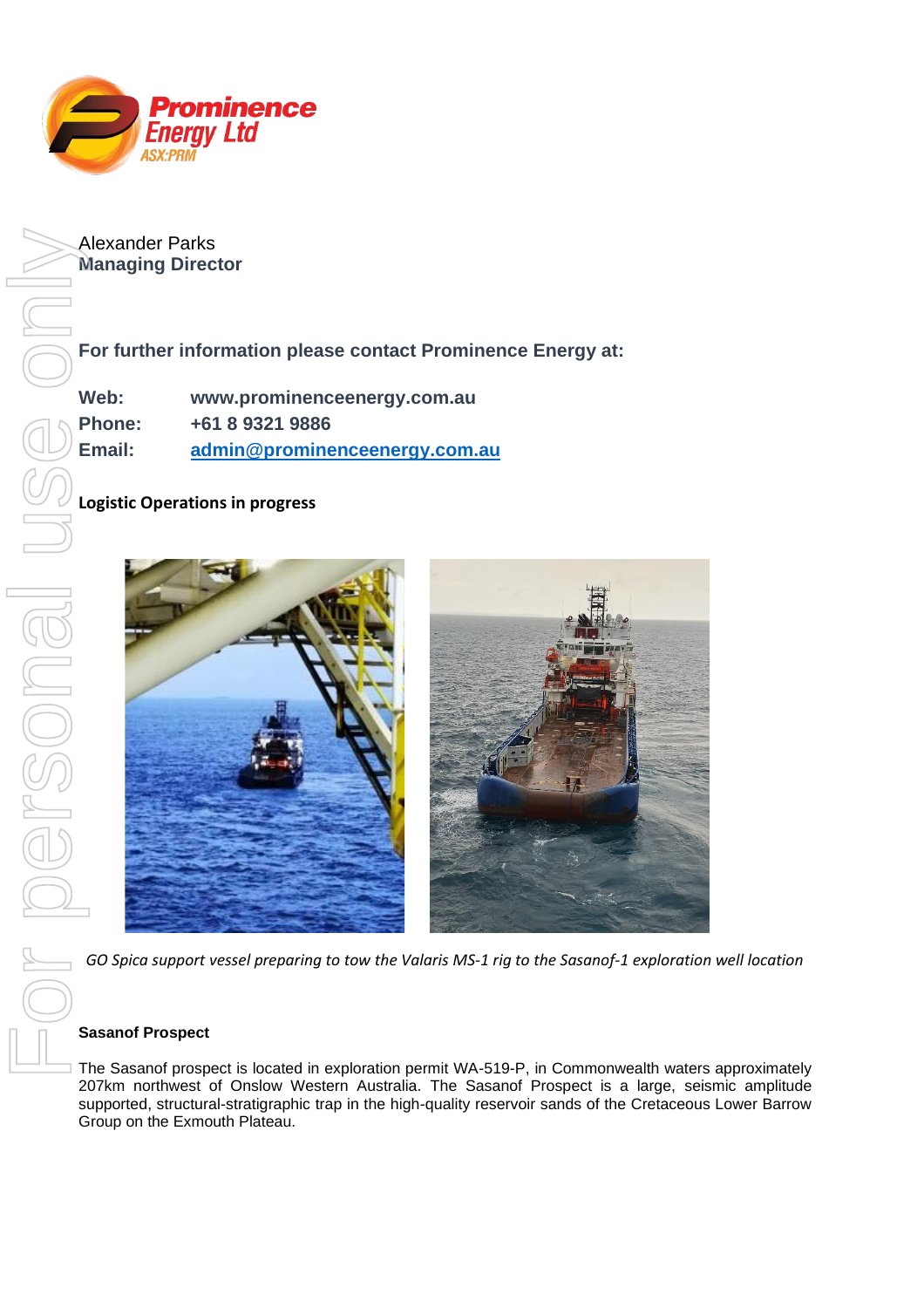Alexander Parks
**Managing Director**

**For further information please contact Prominence Energy at:**

**Web:** www.prominenceenergy.com.au
**Phone:** +61 8 9321 9886
**Email:** admin@prominenceenergy.com.au

**Logistic Operations in progress**

*GO Spica support vessel preparing to tow the Valaris MS-1 rig to the Sasanof-1 exploration well location*

**Sasanof Prospect**

The Sasanof prospect is located in exploration permit WA-519-P, in Commonwealth waters approximately 207km northwest of Onslow Western Australia. The Sasanof Prospect is a large, seismic amplitude supported, structural-stratigraphic trap in the high-quality reservoir sands of the Cretaceous Lower Barrow Group on the Exmouth Plateau.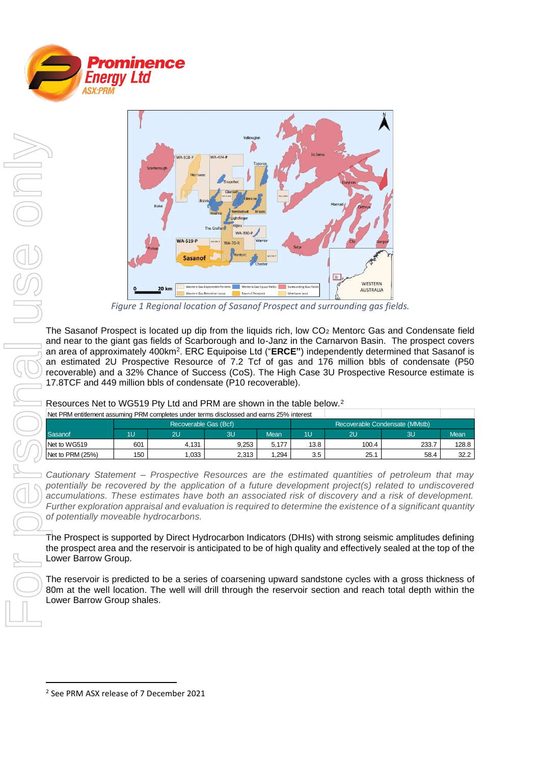Figure 1 Regional location of Sasanof Prospect and surrounding gas fields.

The Sasanof Prospect is located up dip from the liquids rich, low $CO_2$ Mentorc Gas and Condensate field and near to the giant gas fields of Scarborough and Io-Janz in the Carnarvon Basin. The prospect covers an area of approximately 400km[2]. ERC Equipoise Ltd ("**ERCE**") independently determined that Sasanof is an estimated 2U Prospective Resource of 7.2 Tcf of gas and 176 million bbls of condensate (P50 recoverable) and a 32% Chance of Success (CoS). The High Case 3U Prospective Resource estimate is 17.8TCF and 449 million bbls of condensate (P10 recoverable).

Resources Net to WG519 Pty Ltd and PRM are shown in the table below.[2]

Net PRM entitlement assuming PRM completes under terms disclosed and earns 25% interest

| Sasanof | Recoverable Gas (Bcf) | | | | Recoverable Condensate (MMstb) | | | |
|---|---|---|---|---|---|---|---|---|
| | 1U | 2U | 3U | Mean | 1U | 2U | 3U | Mean |
| Net to WG519 | 601 | 4,131 | 9,253 | 5,177 | 13.8 | 100.4 | 233.7 | 128.8 |
| Net to PRM (25%) | 150 | 1,033 | 2,313 | 1,294 | 3.5 | 25.1 | 58.4 | 32.2 |

*Cautionary Statement – Prospective Resources are the estimated quantities of petroleum that may potentially be recovered by the application of a future development project(s) related to undiscovered accumulations. These estimates have both an associated risk of discovery and a risk of development. Further exploration appraisal and evaluation is required to determine the existence of a significant quantity of potentially moveable hydrocarbons.*

The Prospect is supported by Direct Hydrocarbon Indicators (DHIs) with strong seismic amplitudes defining the prospect area and the reservoir is anticipated to be of high quality and effectively sealed at the top of the Lower Barrow Group.

The reservoir is predicted to be a series of coarsening upward sandstone cycles with a gross thickness of 80m at the well location. The well will drill through the reservoir section and reach total depth within the Lower Barrow Group shales.

[2] See PRM ASX release of 7 December 2021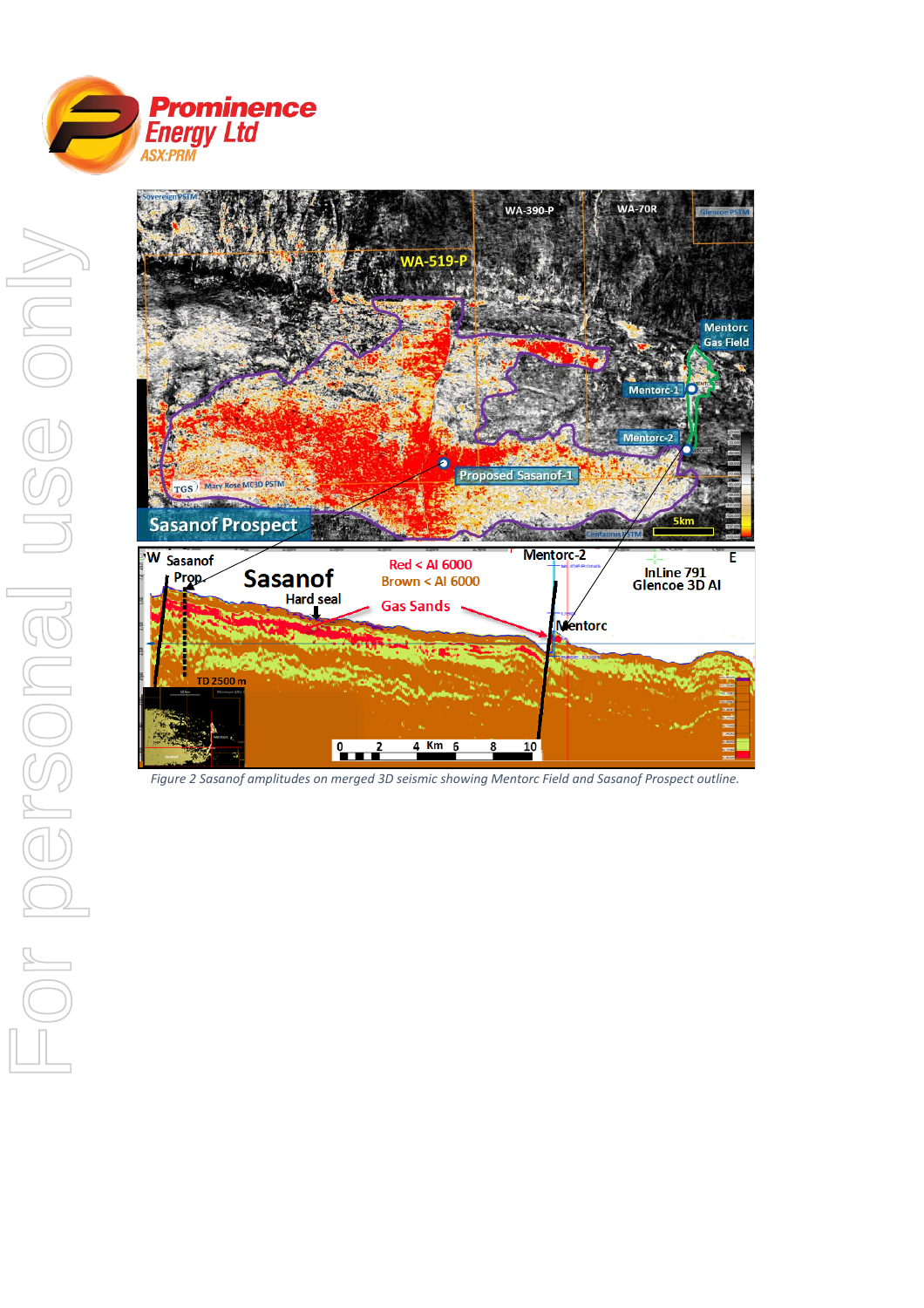WA-519-P

WA-390-P

WA-70R

Mentorc Gas Field

Mentorc-1

Mentorc-2

Proposed Sasanof-1

Sasanof Prospect

5km

W Sasanof Prop.

Sasanof

Hard seal

Red < AI 6000

Brown < AI 6000

Gas Sands

Mentorc-2

Mentorc

InLine 791 Glencoe 3D AI

E

TD 2500 m

0 2 4 Km 6 8 10

*Figure 2 Sasanof amplitudes on merged 3D seismic showing Mentorc Field and Sasanof Prospect outline.*